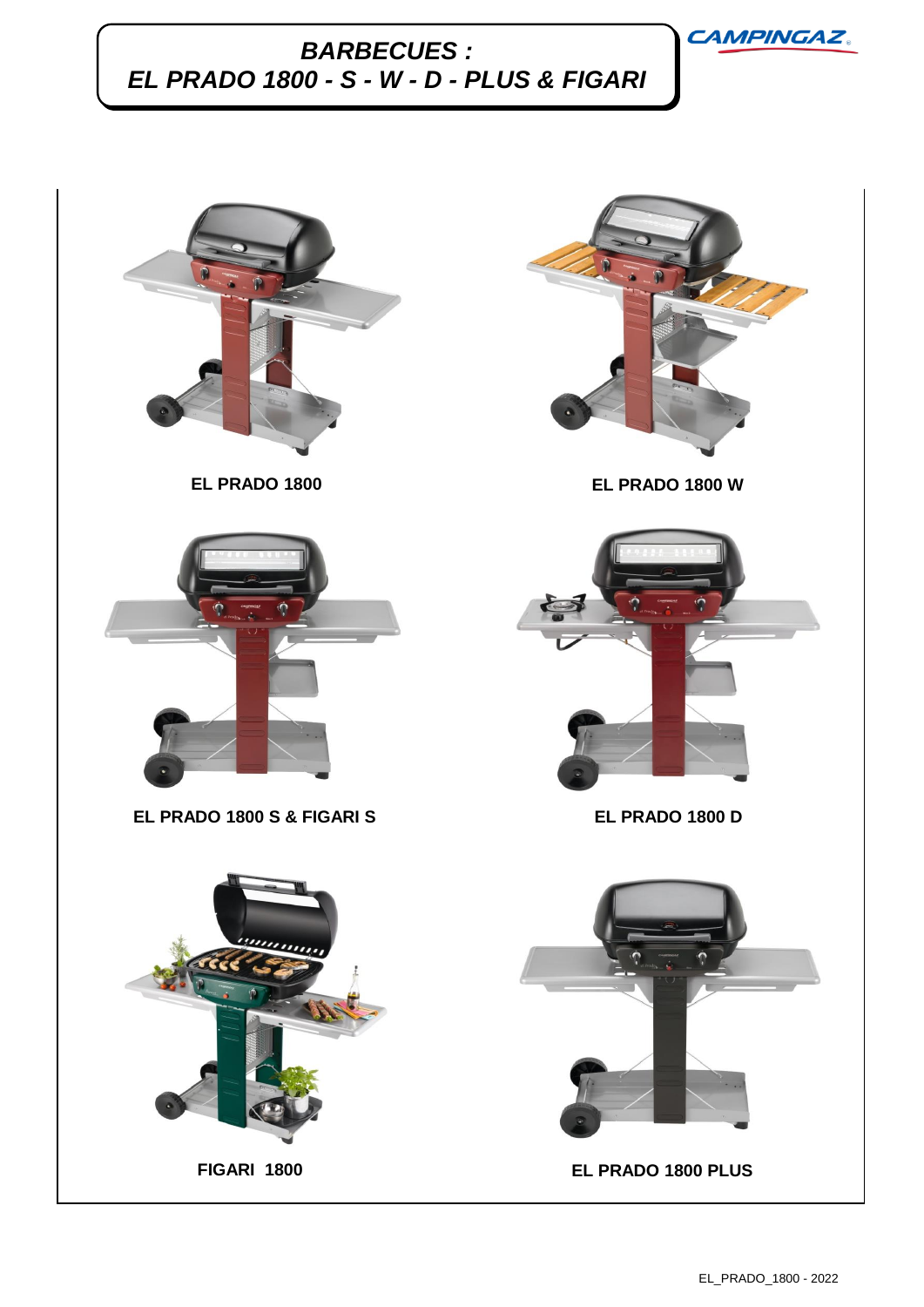# BARBECUES :
# EL PRADO 1800 - S - W - D - PLUS & FIGARI

CAMPINGAZ

EL PRADO 1800

EL PRADO 1800 W

EL PRADO 1800 S & FIGARI S

EL PRADO 1800 D

FIGARI 1800

EL PRADO 1800 PLUS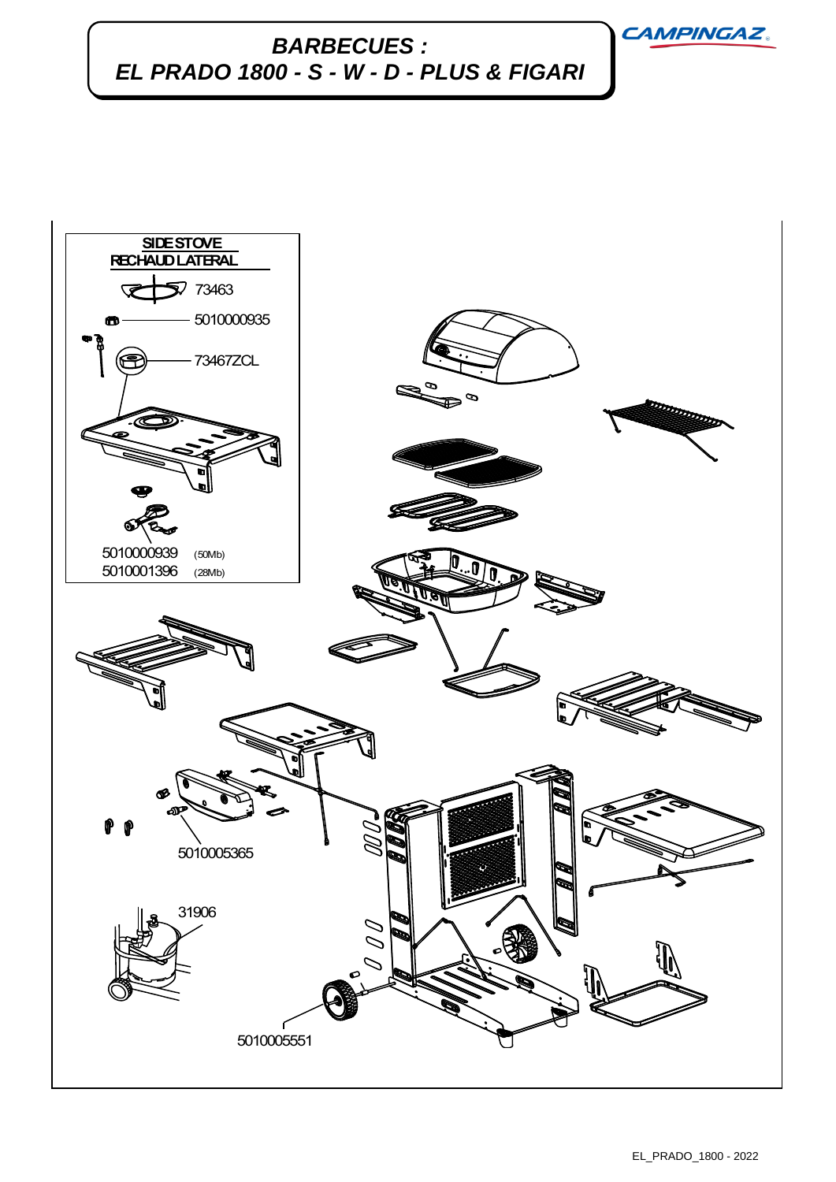# BARBECUES : EL PRADO 1800 - S - W - D - PLUS & FIGARI

CAMPINGAZ

**SIDE STOVE**
**RECHAUD LATERAL**

73463

5010000935

73467ZCL

5010000939 (50Mb)
5010001396 (28Mb)

5010005365

31906

5010005551

EL_PRADO_1800 - 2022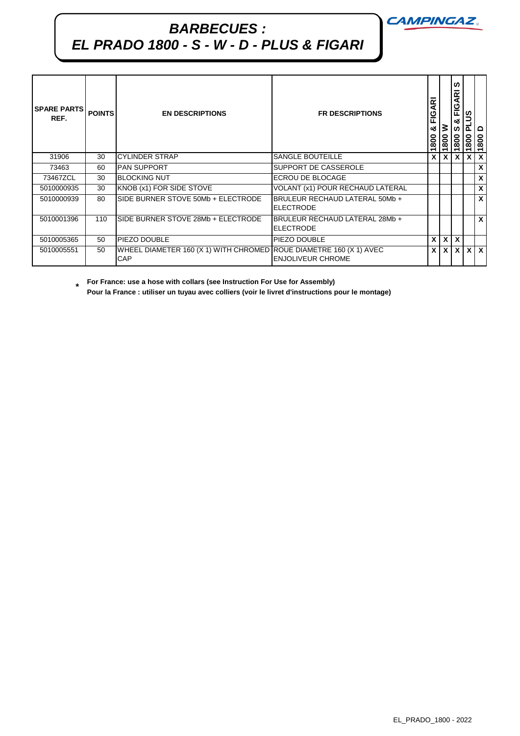# BARBECUES :
# EL PRADO 1800 - S - W - D - PLUS & FIGARI

CAMPINGAZ

| SPARE PARTS REF. | POINTS | EN DESCRIPTIONS | FR DESCRIPTIONS | 1800 & FIGARI | 1800 W | 1800 S & FIGARI S | 1800 PLUS | 1800 D |
|---|---|---|---|---|---|---|---|---|
| 31906 | 30 | CYLINDER STRAP | SANGLE BOUTEILLE | X | X | X | X | X |
| 73463 | 60 | PAN SUPPORT | SUPPORT DE CASSEROLE | | | | | X |
| 73467ZCL | 30 | BLOCKING NUT | ECROU DE BLOCAGE | | | | | X |
| 5010000935 | 30 | KNOB (x1) FOR SIDE STOVE | VOLANT (x1) POUR RECHAUD LATERAL | | | | | X |
| 5010000939 | 80 | SIDE BURNER STOVE 50Mb + ELECTRODE | BRULEUR RECHAUD LATERAL 50Mb + ELECTRODE | | | | | X |
| 5010001396 | 110 | SIDE BURNER STOVE 28Mb + ELECTRODE | BRULEUR RECHAUD LATERAL 28Mb + ELECTRODE | | | | | X |
| 5010005365 | 50 | PIEZO DOUBLE | PIEZO DOUBLE | X | X | X | | |
| 5010005551 | 50 | WHEEL DIAMETER 160 (X 1) WITH CHROMED CAP | ROUE DIAMETRE 160 (X 1) AVEC ENJOLIVEUR CHROME | X | X | X | X | X |

* **For France: use a hose with collars (see Instruction For Use for Assembly)**
  **Pour la France : utiliser un tuyau avec colliers (voir le livret d'instructions pour le montage)**

EL_PRADO_1800 - 2022